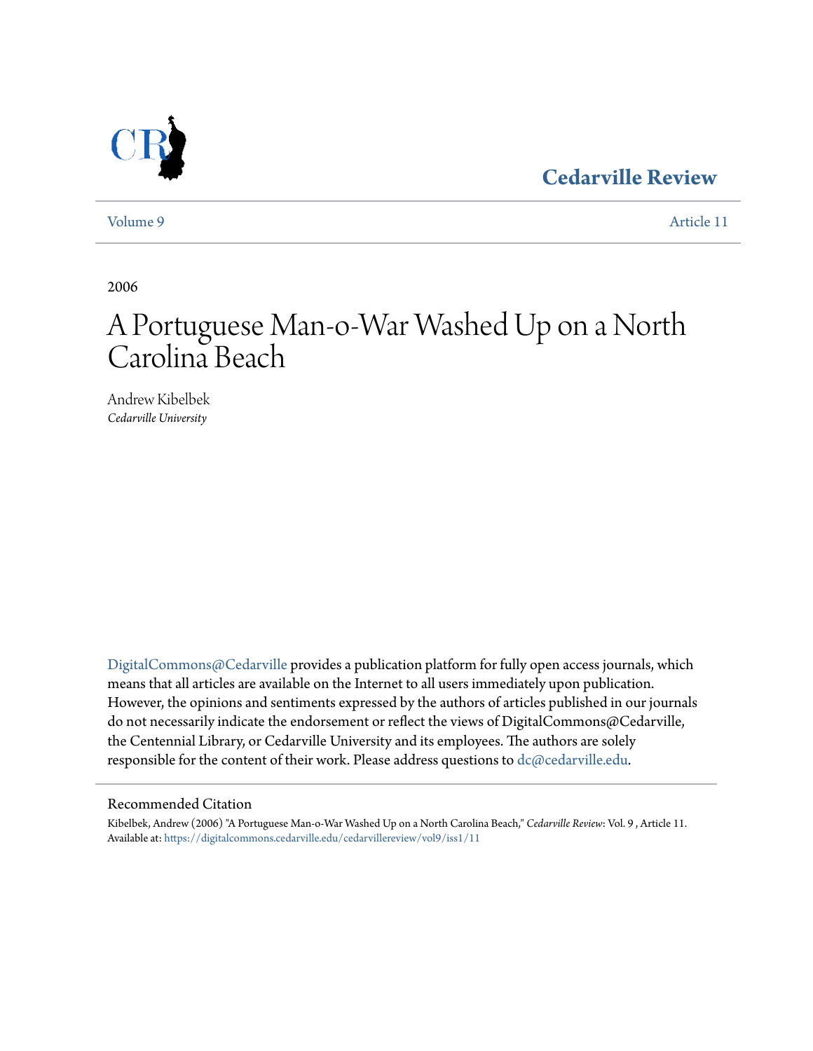Cedarville Review

Volume 9 | Article 11

2006

# A Portuguese Man-o-War Washed Up on a North Carolina Beach

Andrew Kibelbek
*Cedarville University*

DigitalCommons@Cedarville provides a publication platform for fully open access journals, which means that all articles are available on the Internet to all users immediately upon publication. However, the opinions and sentiments expressed by the authors of articles published in our journals do not necessarily indicate the endorsement or reflect the views of DigitalCommons@Cedarville, the Centennial Library, or Cedarville University and its employees. The authors are solely responsible for the content of their work. Please address questions to dc@cedarville.edu.

## Recommended Citation

Kibelbek, Andrew (2006) "A Portuguese Man-o-War Washed Up on a North Carolina Beach," *Cedarville Review*: Vol. 9 , Article 11.
Available at: https://digitalcommons.cedarville.edu/cedarvillereview/vol9/iss1/11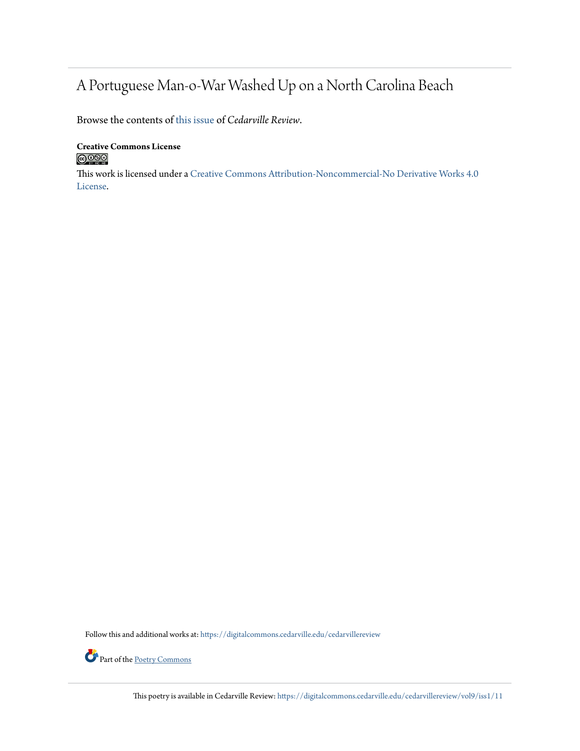# A Portuguese Man-o-War Washed Up on a North Carolina Beach

Browse the contents of this issue of *Cedarville Review*.

**Creative Commons License**

This work is licensed under a Creative Commons Attribution-Noncommercial-No Derivative Works 4.0 License.

Follow this and additional works at: https://digitalcommons.cedarville.edu/cedarvillereview

Part of the Poetry Commons

This poetry is available in Cedarville Review: https://digitalcommons.cedarville.edu/cedarvillereview/vol9/iss1/11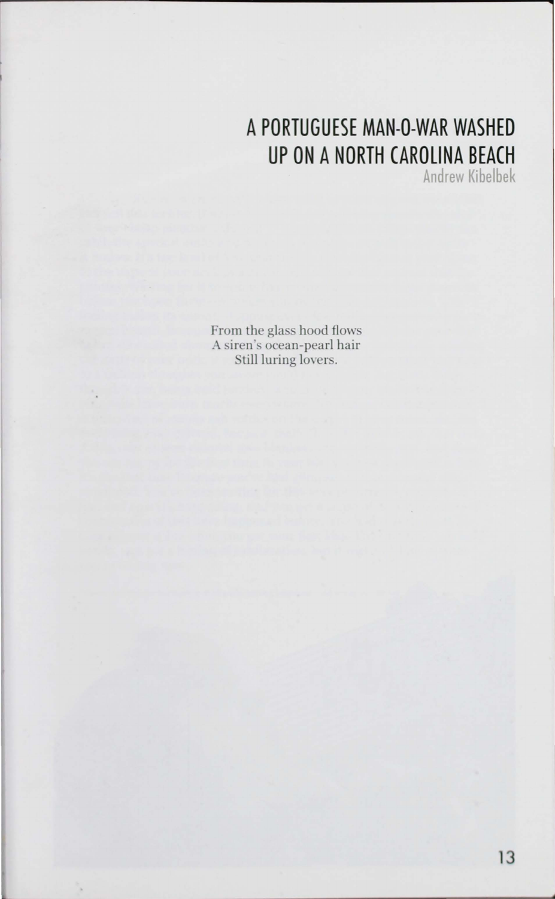## A PORTUGUESE MAN-O-WAR WASHED UP ON A NORTH CAROLINA BEACH

Andrew Kibelbek

From the glass hood flows  
A siren's ocean-pearl hair  
Still luring lovers.